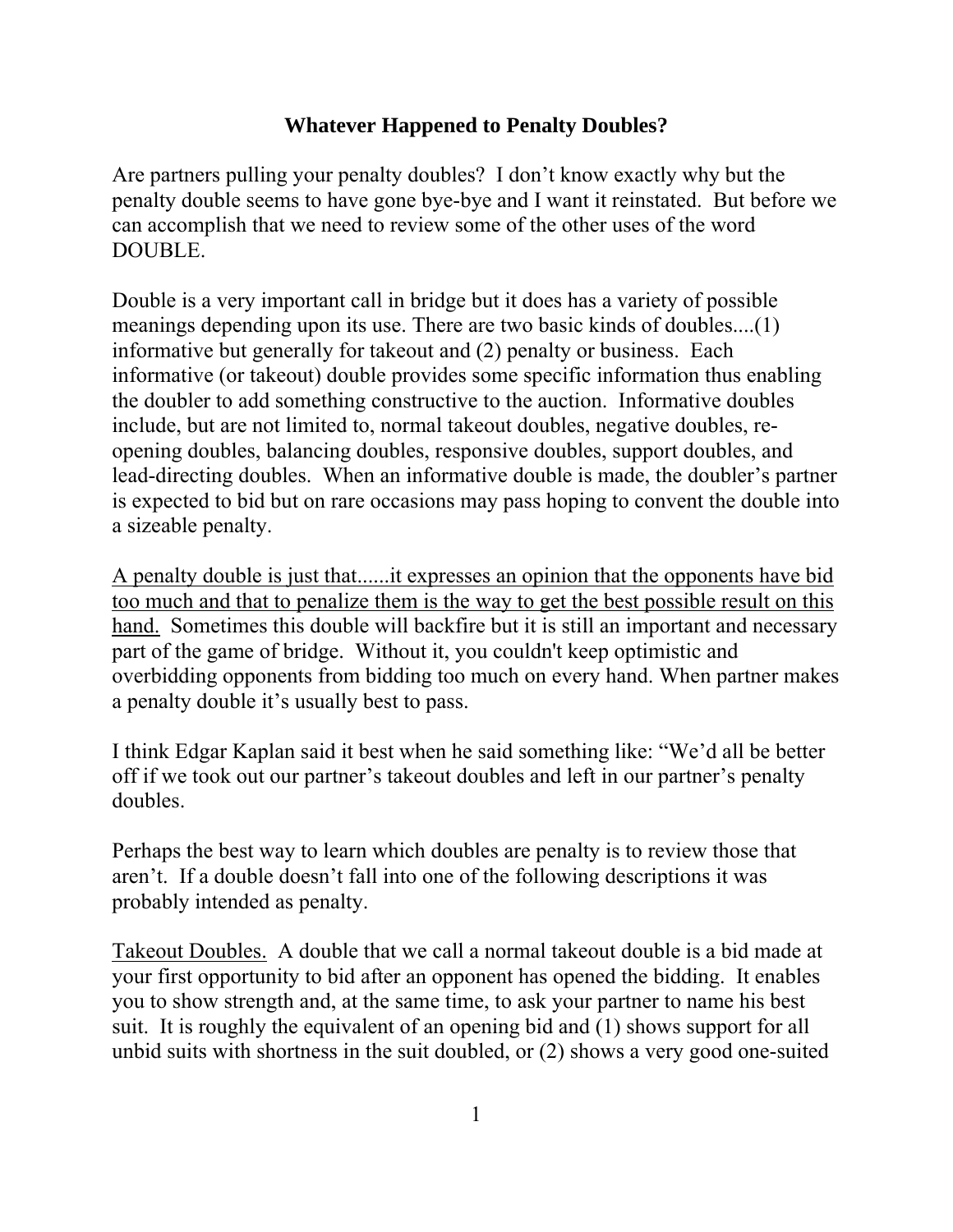# Whatever Happened to Penalty Doubles?

Are partners pulling your penalty doubles? I don't know exactly why but the penalty double seems to have gone bye-bye and I want it reinstated. But before we can accomplish that we need to review some of the other uses of the word DOUBLE.

Double is a very important call in bridge but it does has a variety of possible meanings depending upon its use. There are two basic kinds of doubles....(1) informative but generally for takeout and (2) penalty or business. Each informative (or takeout) double provides some specific information thus enabling the doubler to add something constructive to the auction. Informative doubles include, but are not limited to, normal takeout doubles, negative doubles, re-opening doubles, balancing doubles, responsive doubles, support doubles, and lead-directing doubles. When an informative double is made, the doubler's partner is expected to bid but on rare occasions may pass hoping to convent the double into a sizeable penalty.

<u>A penalty double is just that......it expresses an opinion that the opponents have bid too much and that to penalize them is the way to get the best possible result on this hand.</u> Sometimes this double will backfire but it is still an important and necessary part of the game of bridge. Without it, you couldn't keep optimistic and overbidding opponents from bidding too much on every hand. When partner makes a penalty double it's usually best to pass.

I think Edgar Kaplan said it best when he said something like: "We'd all be better off if we took out our partner's takeout doubles and left in our partner's penalty doubles.

Perhaps the best way to learn which doubles are penalty is to review those that aren't. If a double doesn't fall into one of the following descriptions it was probably intended as penalty.

<u>Takeout Doubles.</u> A double that we call a normal takeout double is a bid made at your first opportunity to bid after an opponent has opened the bidding. It enables you to show strength and, at the same time, to ask your partner to name his best suit. It is roughly the equivalent of an opening bid and (1) shows support for all unbid suits with shortness in the suit doubled, or (2) shows a very good one-suited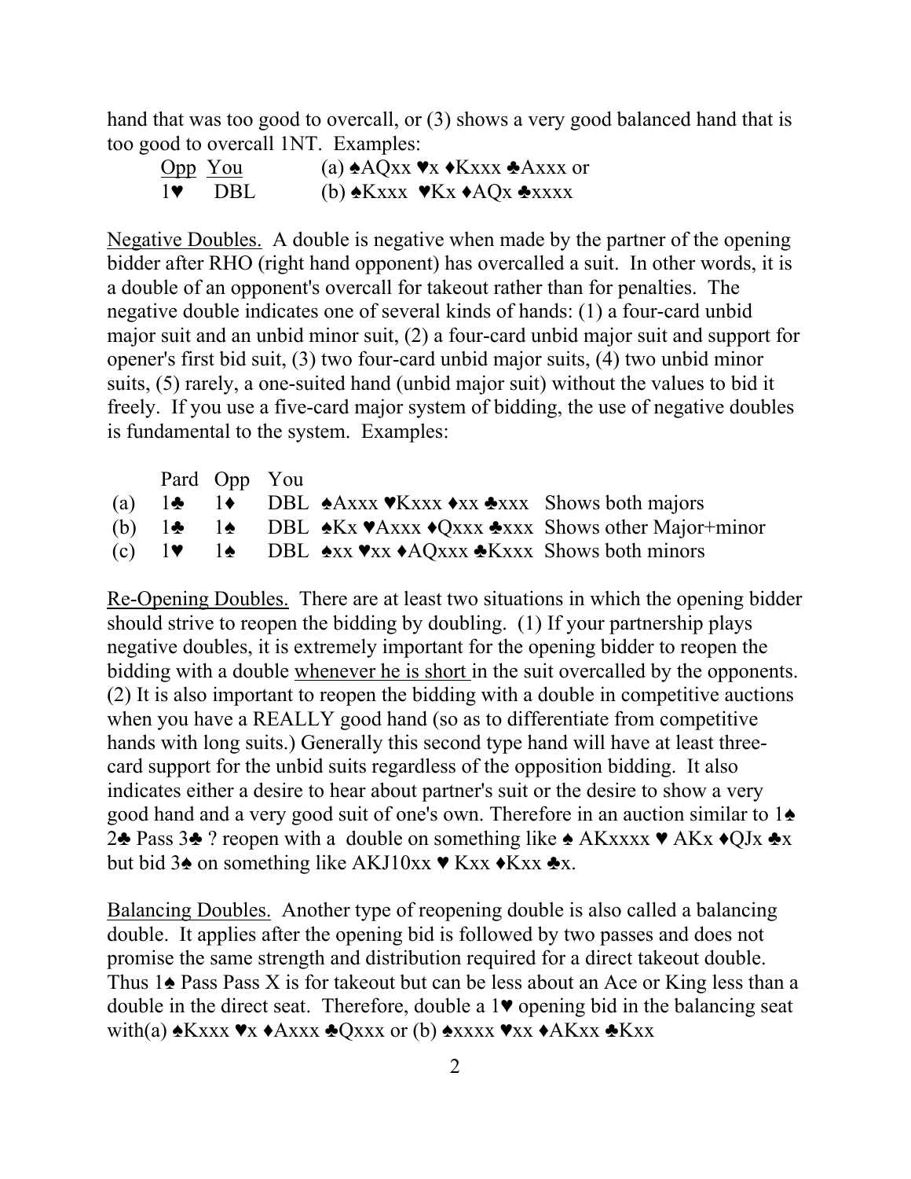hand that was too good to overcall, or (3) shows a very good balanced hand that is too good to overcall 1NT. Examples:

| <u>Opp</u> | <u>You</u> | |
|---|---|---|
| 1♥ | DBL | (a) ♠AQxx ♥x ♦Kxxx ♣Axxx or |
| | | (b) ♠Kxxx ♥Kx ♦AQx ♣xxxx |

<u>Negative Doubles.</u> A double is negative when made by the partner of the opening bidder after RHO (right hand opponent) has overcalled a suit. In other words, it is a double of an opponent's overcall for takeout rather than for penalties. The negative double indicates one of several kinds of hands: (1) a four-card unbid major suit and an unbid minor suit, (2) a four-card unbid major suit and support for opener's first bid suit, (3) two four-card unbid major suits, (4) two unbid minor suits, (5) rarely, a one-suited hand (unbid major suit) without the values to bid it freely. If you use a five-card major system of bidding, the use of negative doubles is fundamental to the system. Examples:

| | Pard | Opp | You | | |
|---|---|---|---|---|---|
| (a) | 1♣ | 1♦ | DBL | ♠Axxx ♥Kxxx ♦xx ♣xxx | Shows both majors |
| (b) | 1♣ | 1♠ | DBL | ♠Kx ♥Axxx ♦Qxxx ♣xxx | Shows other Major+minor |
| (c) | 1♥ | 1♠ | DBL | ♠xx ♥xx ♦AQxxx ♣Kxxx | Shows both minors |

<u>Re-Opening Doubles.</u> There are at least two situations in which the opening bidder should strive to reopen the bidding by doubling. (1) If your partnership plays negative doubles, it is extremely important for the opening bidder to reopen the bidding with a double <u>whenever he is short</u> in the suit overcalled by the opponents. (2) It is also important to reopen the bidding with a double in competitive auctions when you have a REALLY good hand (so as to differentiate from competitive hands with long suits.) Generally this second type hand will have at least three-card support for the unbid suits regardless of the opposition bidding. It also indicates either a desire to hear about partner's suit or the desire to show a very good hand and a very good suit of one's own. Therefore in an auction similar to 1♠ 2♣ Pass 3♣ ? reopen with a double on something like ♠ AKxxxx ♥ AKx ♦QJx ♣x but bid 3♠ on something like AKJ10xx ♥ Kxx ♦Kxx ♣x.

<u>Balancing Doubles.</u> Another type of reopening double is also called a balancing double. It applies after the opening bid is followed by two passes and does not promise the same strength and distribution required for a direct takeout double. Thus 1♠ Pass Pass X is for takeout but can be less about an Ace or King less than a double in the direct seat. Therefore, double a 1♥ opening bid in the balancing seat with(a) ♠Kxxx ♥x ♦Axxx ♣Qxxx or (b) ♠xxxx ♥xx ♦AKxx ♣Kxx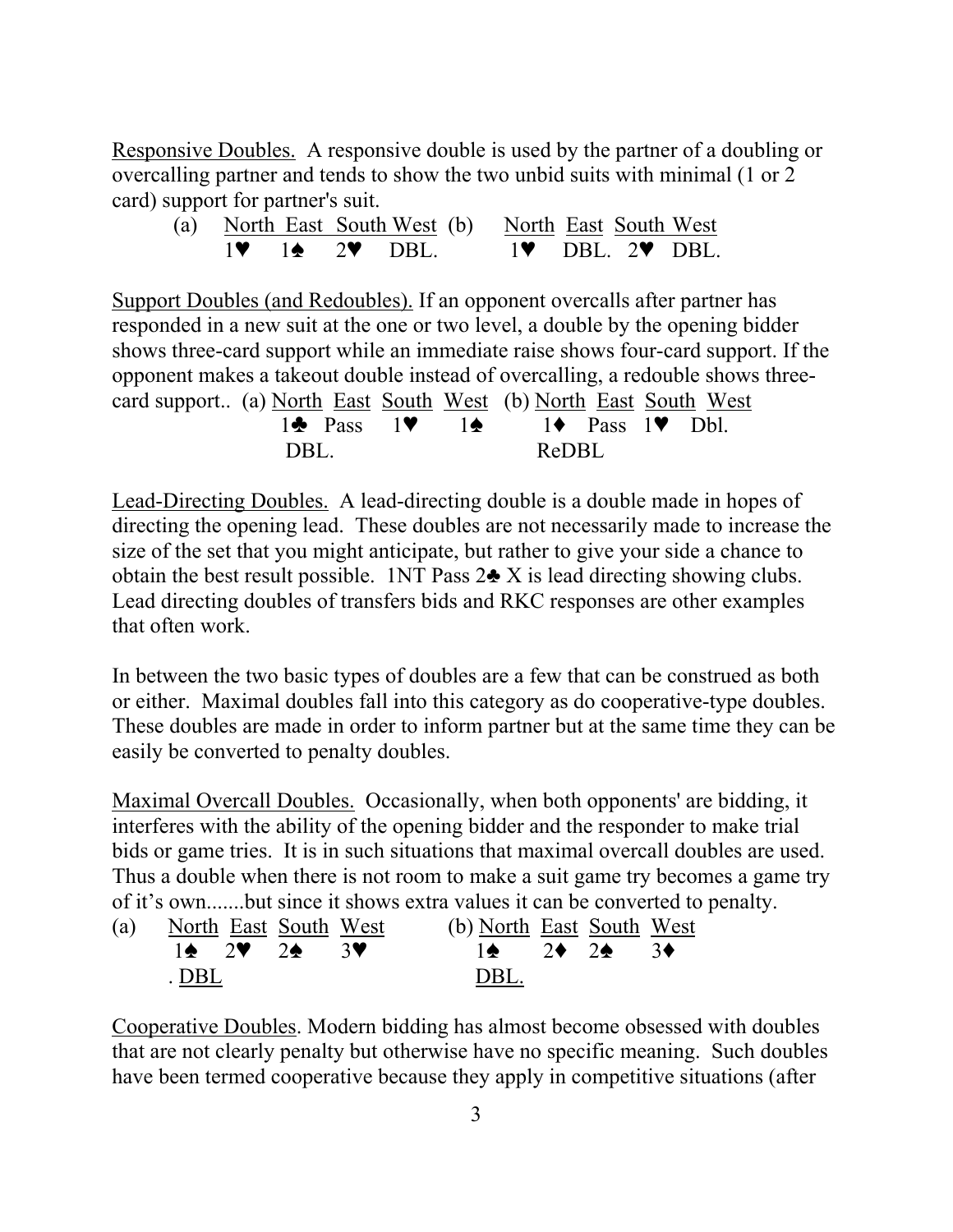Responsive Doubles. A responsive double is used by the partner of a doubling or overcalling partner and tends to show the two unbid suits with minimal (1 or 2 card) support for partner's suit.

(a)

| North | East | South | West |
|---|---|---|---|
| 1♥ | 1♠ | 2♥ | DBL. |

(b)

| North | East | South | West |
|---|---|---|---|
| 1♥ | DBL. | 2♥ | DBL. |

Support Doubles (and Redoubles). If an opponent overcalls after partner has responded in a new suit at the one or two level, a double by the opening bidder shows three-card support while an immediate raise shows four-card support. If the opponent makes a takeout double instead of overcalling, a redouble shows three-card support..

(a)

| North | East | South | West |
|---|---|---|---|
| 1♣ | Pass | 1♥ | 1♠ |
| DBL. | | | |

(b)

| North | East | South | West |
|---|---|---|---|
| 1♦ | Pass | 1♥ | Dbl. |
| ReDBL | | | |

Lead-Directing Doubles. A lead-directing double is a double made in hopes of directing the opening lead. These doubles are not necessarily made to increase the size of the set that you might anticipate, but rather to give your side a chance to obtain the best result possible. 1NT Pass 2♣ X is lead directing showing clubs. Lead directing doubles of transfers bids and RKC responses are other examples that often work.

In between the two basic types of doubles are a few that can be construed as both or either. Maximal doubles fall into this category as do cooperative-type doubles. These doubles are made in order to inform partner but at the same time they can be easily be converted to penalty doubles.

Maximal Overcall Doubles. Occasionally, when both opponents' are bidding, it interferes with the ability of the opening bidder and the responder to make trial bids or game tries. It is in such situations that maximal overcall doubles are used. Thus a double when there is not room to make a suit game try becomes a game try of it's own.......but since it shows extra values it can be converted to penalty.

(a)

| North | East | South | West |
|---|---|---|---|
| 1♠ | 2♥ | 2♠ | 3♥ |
| . DBL | | | |

(b)

| North | East | South | West |
|---|---|---|---|
| 1♠ | 2♦ | 2♠ | 3♦ |
| DBL. | | | |

Cooperative Doubles. Modern bidding has almost become obsessed with doubles that are not clearly penalty but otherwise have no specific meaning. Such doubles have been termed cooperative because they apply in competitive situations (after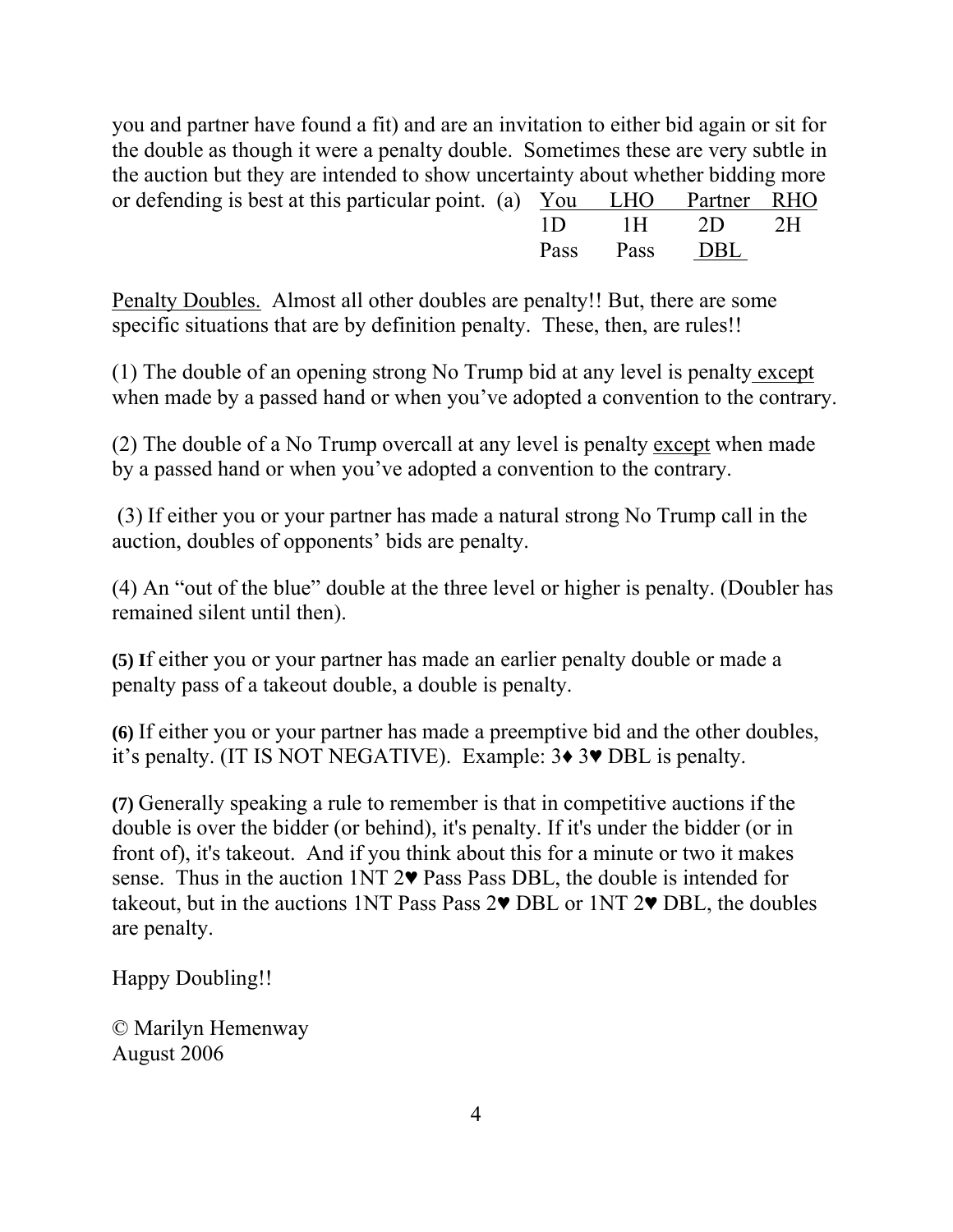you and partner have found a fit) and are an invitation to either bid again or sit for the double as though it were a penalty double. Sometimes these are very subtle in the auction but they are intended to show uncertainty about whether bidding more or defending is best at this particular point. (a)

| You | LHO | Partner | RHO |
| --- | --- | --- | --- |
| 1D | 1H | 2D | 2H |
| Pass | Pass | DBL | |

Penalty Doubles. Almost all other doubles are penalty!! But, there are some specific situations that are by definition penalty. These, then, are rules!!

(1) The double of an opening strong No Trump bid at any level is penalty except when made by a passed hand or when you've adopted a convention to the contrary.

(2) The double of a No Trump overcall at any level is penalty except when made by a passed hand or when you've adopted a convention to the contrary.

(3) If either you or your partner has made a natural strong No Trump call in the auction, doubles of opponents' bids are penalty.

(4) An "out of the blue" double at the three level or higher is penalty. (Doubler has remained silent until then).

**(5) I**f either you or your partner has made an earlier penalty double or made a penalty pass of a takeout double, a double is penalty.

**(6)** If either you or your partner has made a preemptive bid and the other doubles, it's penalty. (IT IS NOT NEGATIVE). Example: 3♦ 3♥ DBL is penalty.

**(7)** Generally speaking a rule to remember is that in competitive auctions if the double is over the bidder (or behind), it's penalty. If it's under the bidder (or in front of), it's takeout. And if you think about this for a minute or two it makes sense. Thus in the auction 1NT 2♥ Pass Pass DBL, the double is intended for takeout, but in the auctions 1NT Pass Pass 2♥ DBL or 1NT 2♥ DBL, the doubles are penalty.

Happy Doubling!!

© Marilyn Hemenway
August 2006